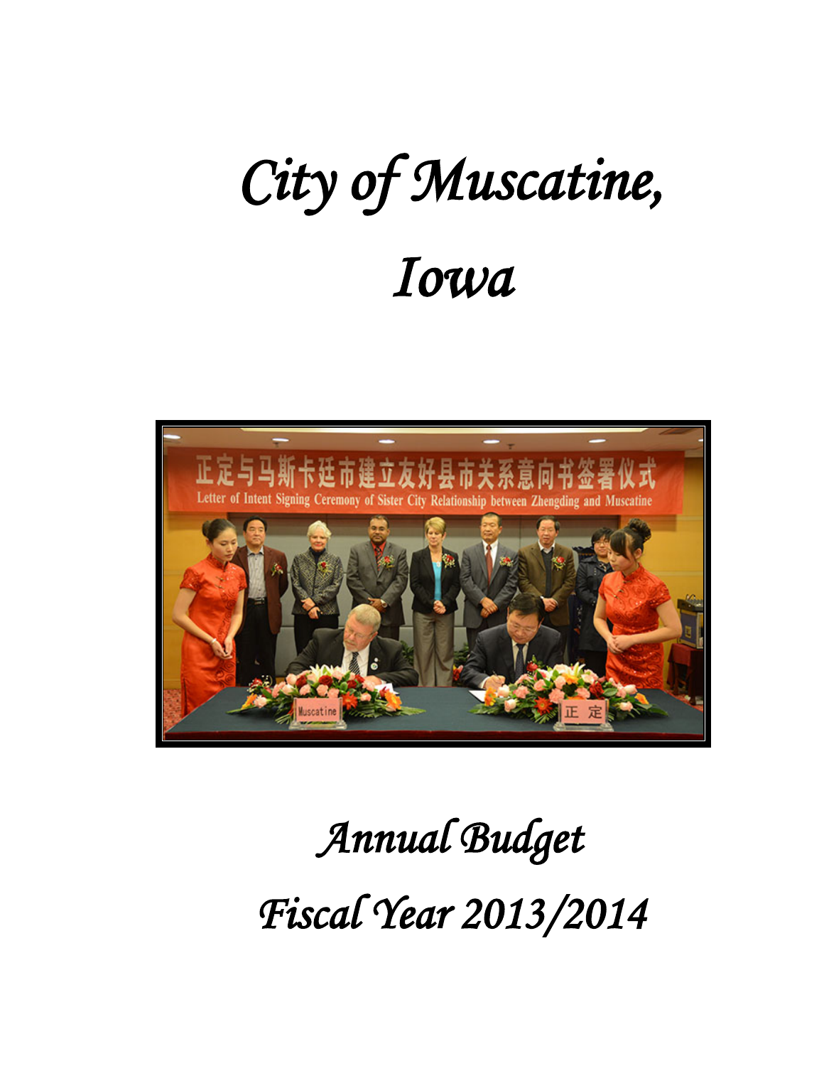# *City of Muscatine, Iowa*

# *Annual Budget*

# *Fiscal Year 2013/2014*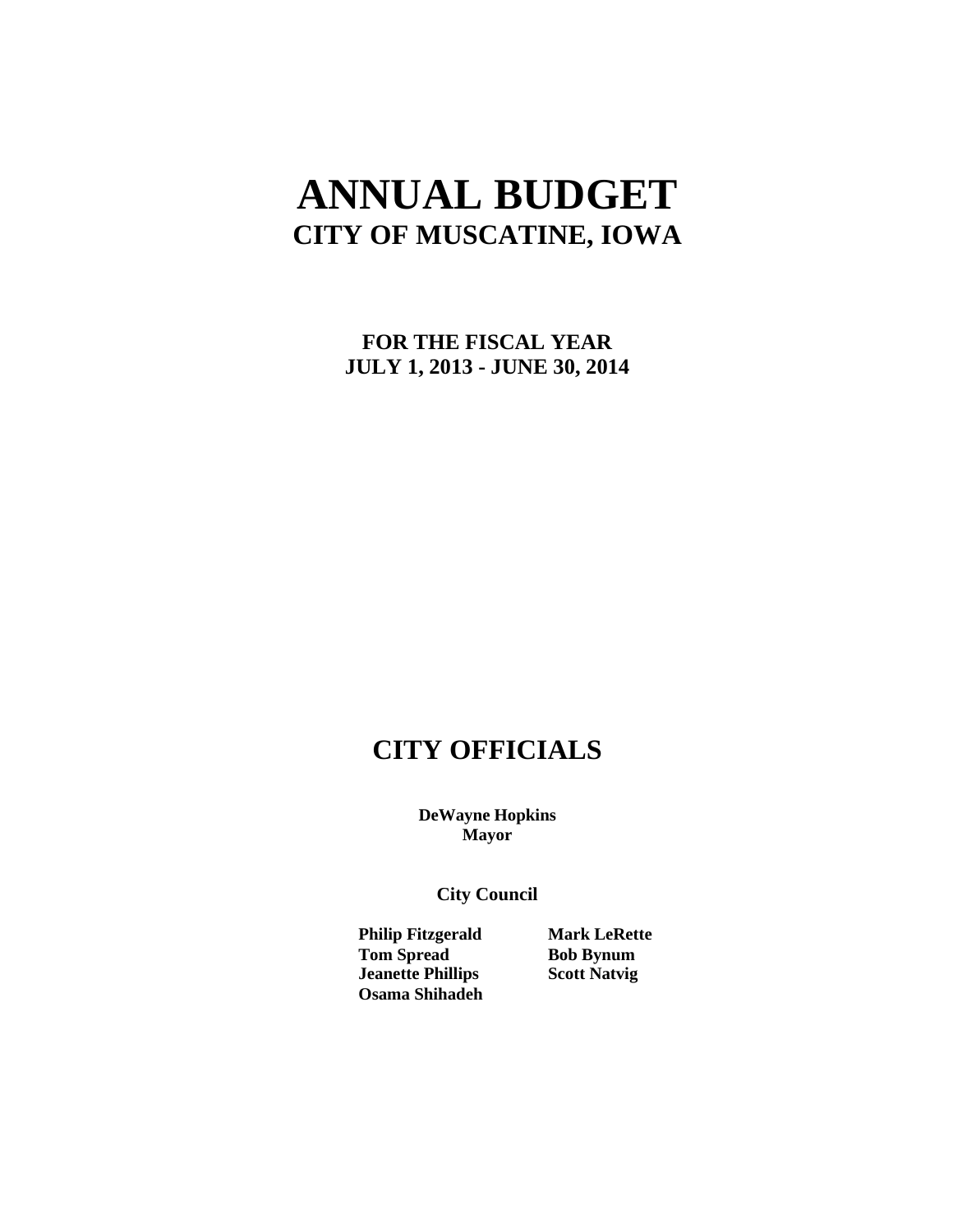# ANNUAL BUDGET

## CITY OF MUSCATINE, IOWA

**FOR THE FISCAL YEAR**
**JULY 1, 2013 - JUNE 30, 2014**

## CITY OFFICIALS

**DeWayne Hopkins**
**Mayor**

### City Council

**Philip Fitzgerald**
**Tom Spread**
**Jeanette Phillips**
**Osama Shihadeh**
**Mark LeRette**
**Bob Bynum**
**Scott Natvig**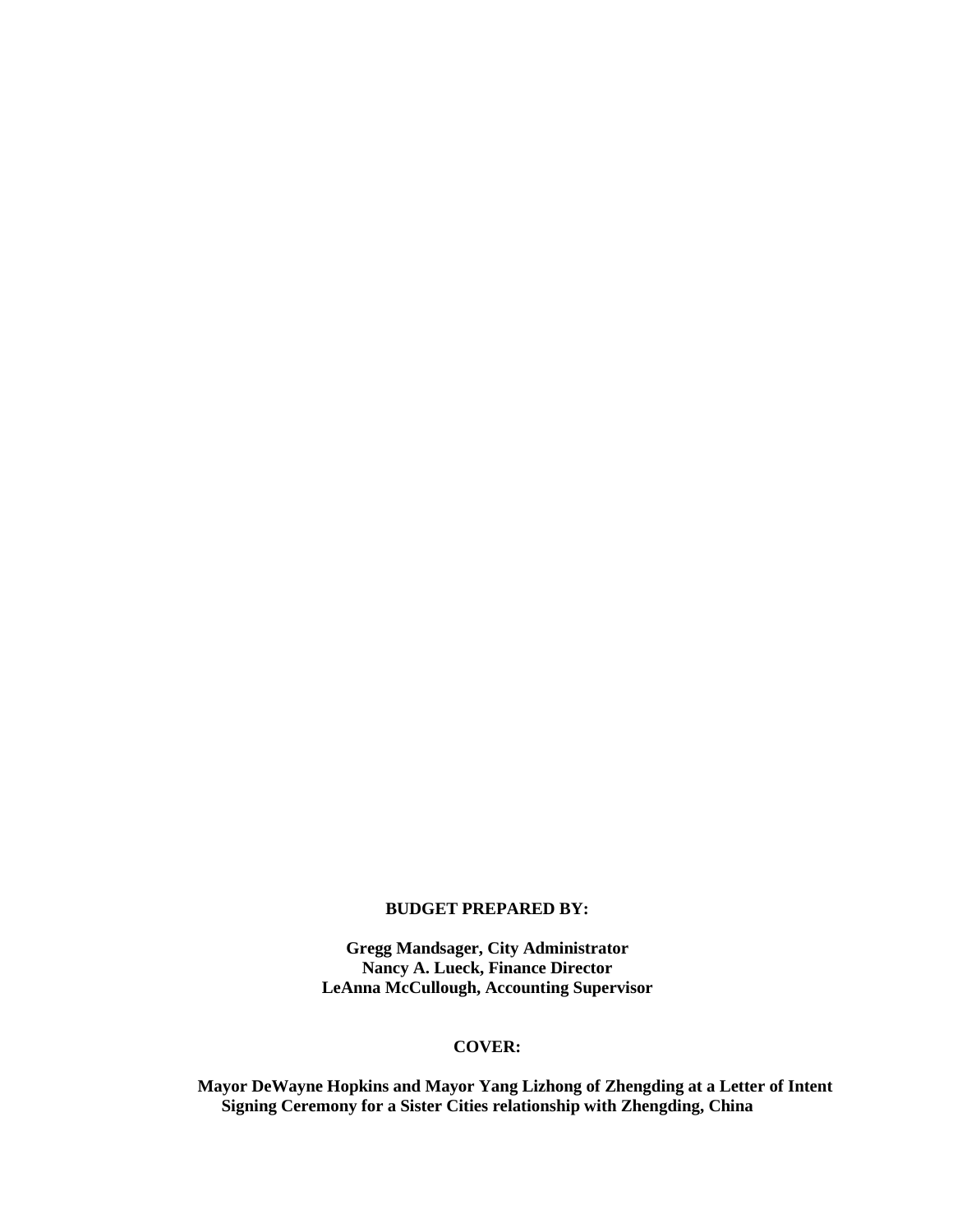**BUDGET PREPARED BY:**

**Gregg Mandsager, City Administrator**
**Nancy A. Lueck, Finance Director**
**LeAnna McCullough, Accounting Supervisor**

**COVER:**

**Mayor DeWayne Hopkins and Mayor Yang Lizhong of Zhengding at a Letter of Intent Signing Ceremony for a Sister Cities relationship with Zhengding, China**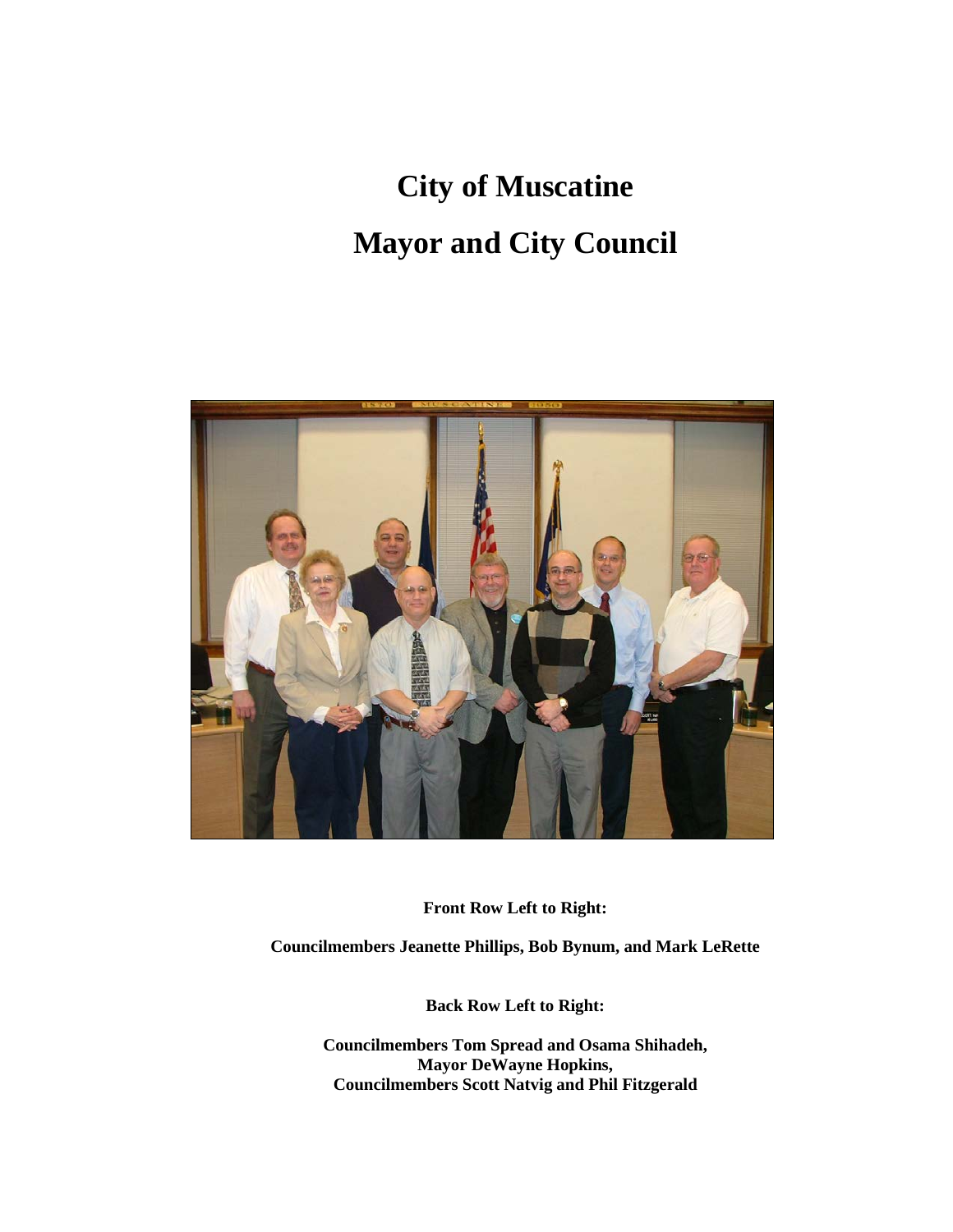# City of Muscatine

# Mayor and City Council

**Front Row Left to Right:**

**Councilmembers Jeanette Phillips, Bob Bynum, and Mark LeRette**

**Back Row Left to Right:**

**Councilmembers Tom Spread and Osama Shihadeh,**
**Mayor DeWayne Hopkins,**
**Councilmembers Scott Natvig and Phil Fitzgerald**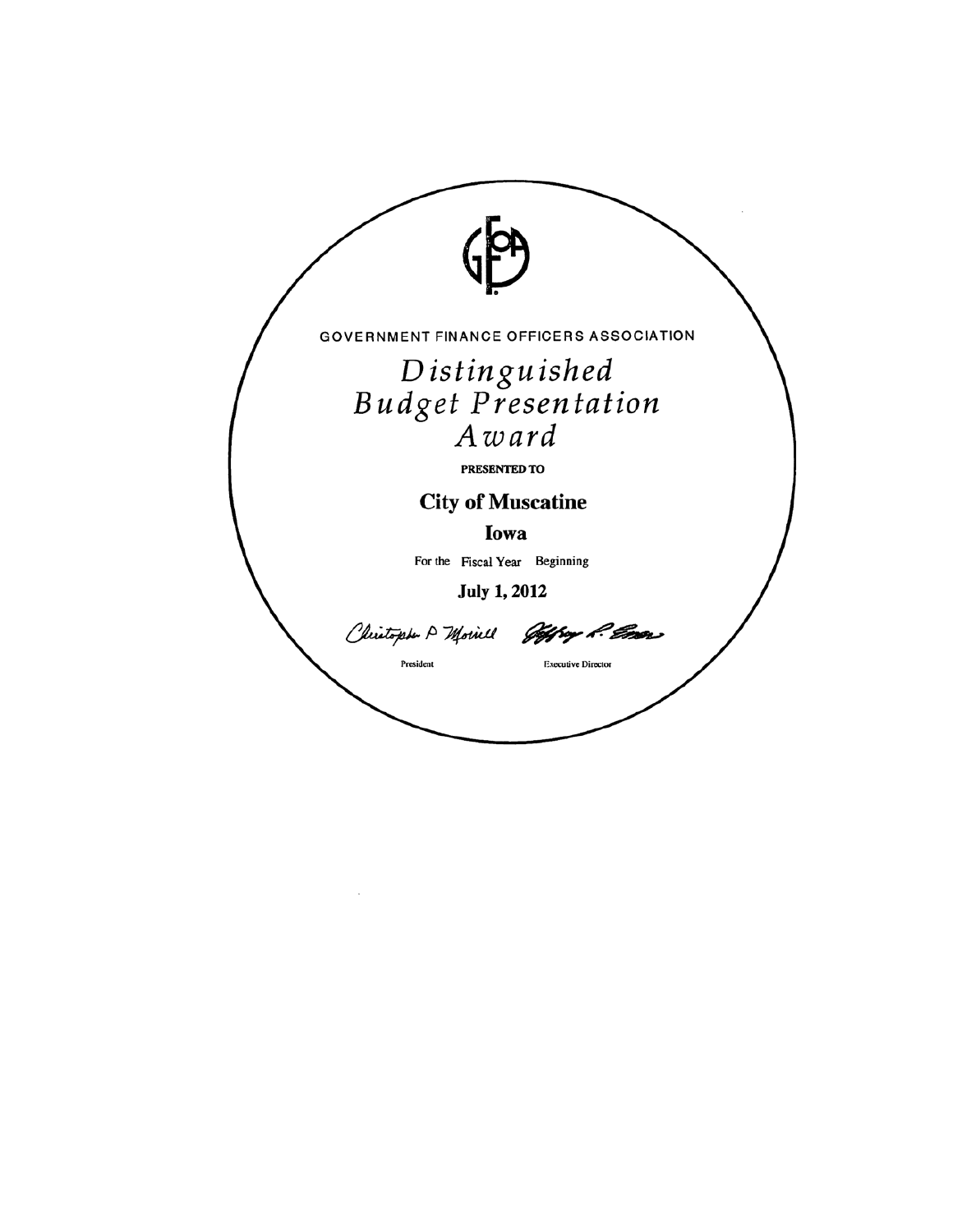GOVERNMENT FINANCE OFFICERS ASSOCIATION

# *Distinguished Budget Presentation Award*

**PRESENTED TO**

## City of Muscatine

## Iowa

For the Fiscal Year Beginning

**July 1, 2012**

Christopher P Morrill — President

Jeffrey L. Esser — Executive Director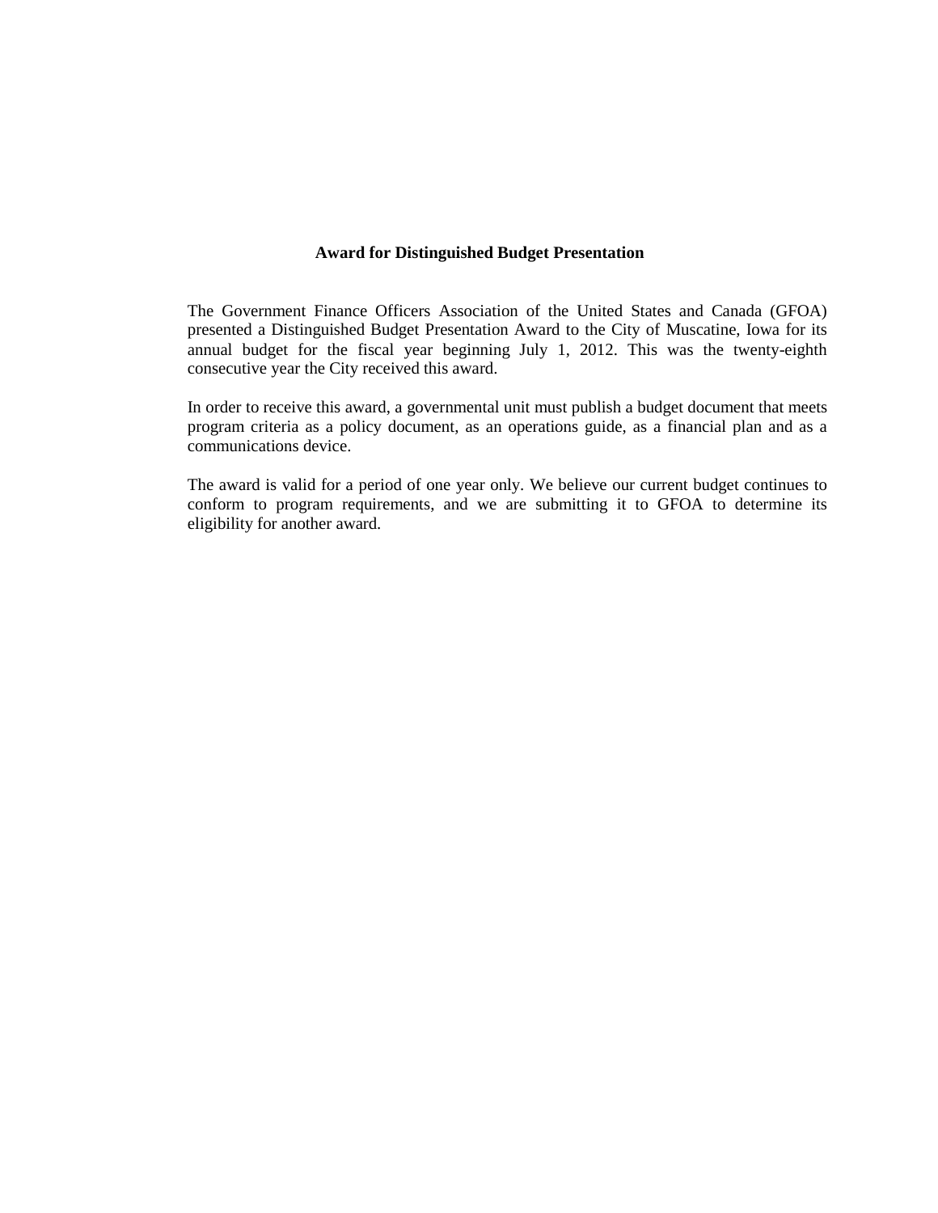## Award for Distinguished Budget Presentation

The Government Finance Officers Association of the United States and Canada (GFOA) presented a Distinguished Budget Presentation Award to the City of Muscatine, Iowa for its annual budget for the fiscal year beginning July 1, 2012. This was the twenty-eighth consecutive year the City received this award.

In order to receive this award, a governmental unit must publish a budget document that meets program criteria as a policy document, as an operations guide, as a financial plan and as a communications device.

The award is valid for a period of one year only. We believe our current budget continues to conform to program requirements, and we are submitting it to GFOA to determine its eligibility for another award.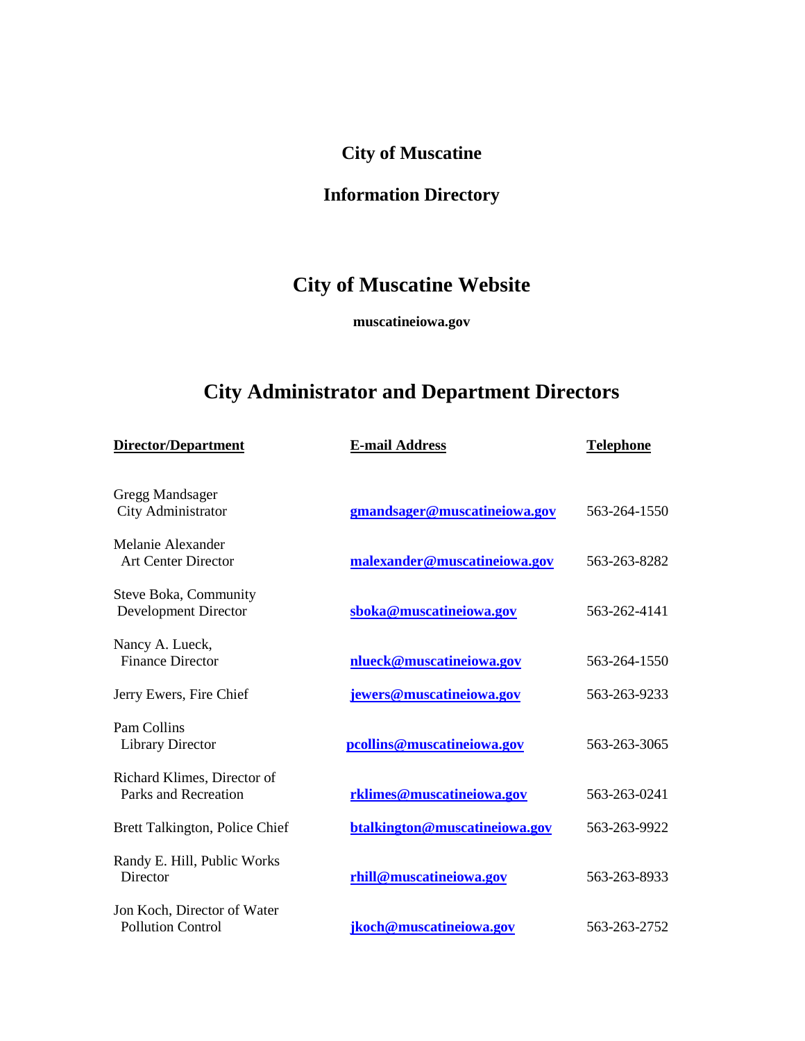# City of Muscatine

## Information Directory

# City of Muscatine Website

**muscatineiowa.gov**

# City Administrator and Department Directors

| Director/Department | E-mail Address | Telephone |
|---|---|---|
| Gregg Mandsager City Administrator | gmandsager@muscatineiowa.gov | 563-264-1550 |
| Melanie Alexander Art Center Director | malexander@muscatineiowa.gov | 563-263-8282 |
| Steve Boka, Community Development Director | sboka@muscatineiowa.gov | 563-262-4141 |
| Nancy A. Lueck, Finance Director | nlueck@muscatineiowa.gov | 563-264-1550 |
| Jerry Ewers, Fire Chief | jewers@muscatineiowa.gov | 563-263-9233 |
| Pam Collins Library Director | pcollins@muscatineiowa.gov | 563-263-3065 |
| Richard Klimes, Director of Parks and Recreation | rklimes@muscatineiowa.gov | 563-263-0241 |
| Brett Talkington, Police Chief | btalkington@muscatineiowa.gov | 563-263-9922 |
| Randy E. Hill, Public Works Director | rhill@muscatineiowa.gov | 563-263-8933 |
| Jon Koch, Director of Water Pollution Control | jkoch@muscatineiowa.gov | 563-263-2752 |